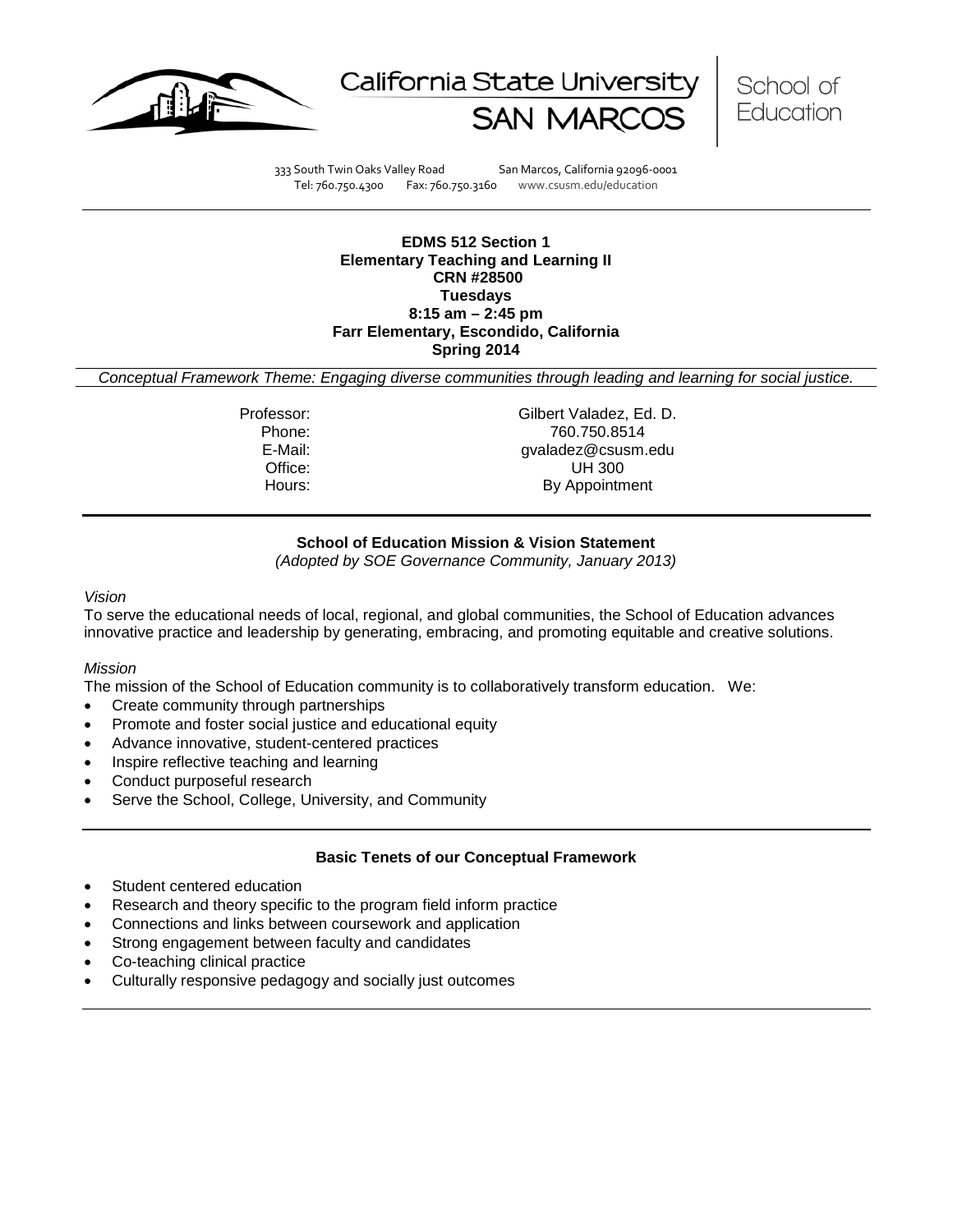California State University SAN MARCOS | School of Education

333 South Twin Oaks Valley Road    San Marcos, California 92096-0001
Tel: 760.750.4300    Fax: 760.750.3160    www.csusm.edu/education

---

**EDMS 512 Section 1**
**Elementary Teaching and Learning II**
**CRN #28500**
**Tuesdays**
**8:15 am – 2:45 pm**
**Farr Elementary, Escondido, California**
**Spring 2014**

*Conceptual Framework Theme: Engaging diverse communities through leading and learning for social justice.*

| | |
|---|---|
| Professor: | Gilbert Valadez, Ed. D. |
| Phone: | 760.750.8514 |
| E-Mail: | gvaladez@csusm.edu |
| Office: | UH 300 |
| Hours: | By Appointment |

---

**School of Education Mission & Vision Statement**
*(Adopted by SOE Governance Community, January 2013)*

*Vision*
To serve the educational needs of local, regional, and global communities, the School of Education advances innovative practice and leadership by generating, embracing, and promoting equitable and creative solutions.

*Mission*
The mission of the School of Education community is to collaboratively transform education. We:

- Create community through partnerships
- Promote and foster social justice and educational equity
- Advance innovative, student-centered practices
- Inspire reflective teaching and learning
- Conduct purposeful research
- Serve the School, College, University, and Community

---

**Basic Tenets of our Conceptual Framework**

- Student centered education
- Research and theory specific to the program field inform practice
- Connections and links between coursework and application
- Strong engagement between faculty and candidates
- Co-teaching clinical practice
- Culturally responsive pedagogy and socially just outcomes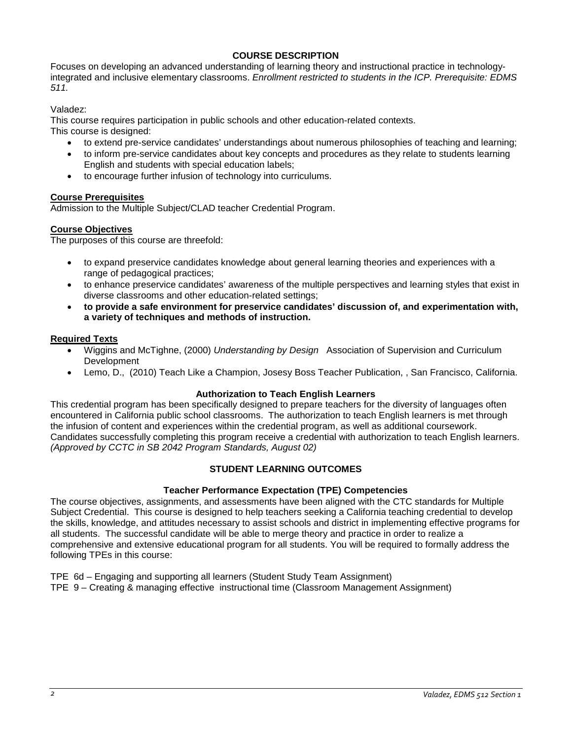## COURSE DESCRIPTION

Focuses on developing an advanced understanding of learning theory and instructional practice in technology-integrated and inclusive elementary classrooms. *Enrollment restricted to students in the ICP. Prerequisite: EDMS 511.*

Valadez:
This course requires participation in public schools and other education-related contexts.
This course is designed:

- to extend pre-service candidates' understandings about numerous philosophies of teaching and learning;
- to inform pre-service candidates about key concepts and procedures as they relate to students learning English and students with special education labels;
- to encourage further infusion of technology into curriculums.

### Course Prerequisites

Admission to the Multiple Subject/CLAD teacher Credential Program.

### Course Objectives

The purposes of this course are threefold:

- to expand preservice candidates knowledge about general learning theories and experiences with a range of pedagogical practices;
- to enhance preservice candidates' awareness of the multiple perspectives and learning styles that exist in diverse classrooms and other education-related settings;
- **to provide a safe environment for preservice candidates' discussion of, and experimentation with, a variety of techniques and methods of instruction.**

### Required Texts

- Wiggins and McTighne, (2000) *Understanding by Design* Association of Supervision and Curriculum Development
- Lemo, D., (2010) Teach Like a Champion, Josesy Boss Teacher Publication, , San Francisco, California.

### Authorization to Teach English Learners

This credential program has been specifically designed to prepare teachers for the diversity of languages often encountered in California public school classrooms. The authorization to teach English learners is met through the infusion of content and experiences within the credential program, as well as additional coursework. Candidates successfully completing this program receive a credential with authorization to teach English learners. *(Approved by CCTC in SB 2042 Program Standards, August 02)*

## STUDENT LEARNING OUTCOMES

### Teacher Performance Expectation (TPE) Competencies

The course objectives, assignments, and assessments have been aligned with the CTC standards for Multiple Subject Credential. This course is designed to help teachers seeking a California teaching credential to develop the skills, knowledge, and attitudes necessary to assist schools and district in implementing effective programs for all students. The successful candidate will be able to merge theory and practice in order to realize a comprehensive and extensive educational program for all students. You will be required to formally address the following TPEs in this course:

TPE 6d – Engaging and supporting all learners (Student Study Team Assignment)
TPE 9 – Creating & managing effective instructional time (Classroom Management Assignment)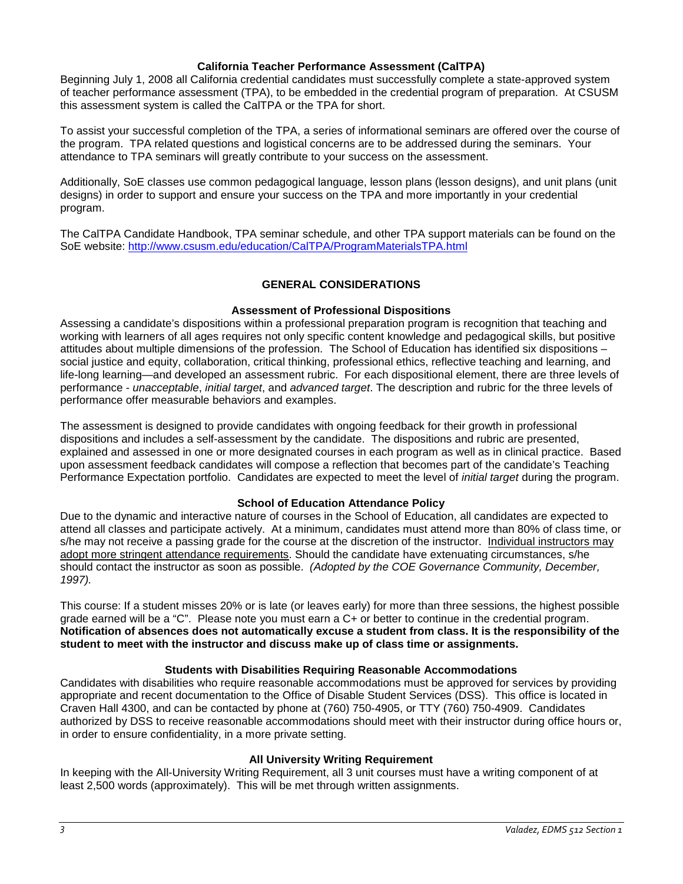### California Teacher Performance Assessment (CalTPA)

Beginning July 1, 2008 all California credential candidates must successfully complete a state-approved system of teacher performance assessment (TPA), to be embedded in the credential program of preparation. At CSUSM this assessment system is called the CalTPA or the TPA for short.

To assist your successful completion of the TPA, a series of informational seminars are offered over the course of the program. TPA related questions and logistical concerns are to be addressed during the seminars. Your attendance to TPA seminars will greatly contribute to your success on the assessment.

Additionally, SoE classes use common pedagogical language, lesson plans (lesson designs), and unit plans (unit designs) in order to support and ensure your success on the TPA and more importantly in your credential program.

The CalTPA Candidate Handbook, TPA seminar schedule, and other TPA support materials can be found on the SoE website: [http://www.csusm.edu/education/CalTPA/ProgramMaterialsTPA.html](http://www.csusm.edu/education/CalTPA/ProgramMaterialsTPA.html)

## GENERAL CONSIDERATIONS

### Assessment of Professional Dispositions

Assessing a candidate's dispositions within a professional preparation program is recognition that teaching and working with learners of all ages requires not only specific content knowledge and pedagogical skills, but positive attitudes about multiple dimensions of the profession. The School of Education has identified six dispositions – social justice and equity, collaboration, critical thinking, professional ethics, reflective teaching and learning, and life-long learning—and developed an assessment rubric. For each dispositional element, there are three levels of performance - *unacceptable*, *initial target*, and *advanced target*. The description and rubric for the three levels of performance offer measurable behaviors and examples.

The assessment is designed to provide candidates with ongoing feedback for their growth in professional dispositions and includes a self-assessment by the candidate. The dispositions and rubric are presented, explained and assessed in one or more designated courses in each program as well as in clinical practice. Based upon assessment feedback candidates will compose a reflection that becomes part of the candidate's Teaching Performance Expectation portfolio. Candidates are expected to meet the level of *initial target* during the program.

### School of Education Attendance Policy

Due to the dynamic and interactive nature of courses in the School of Education, all candidates are expected to attend all classes and participate actively. At a minimum, candidates must attend more than 80% of class time, or s/he may not receive a passing grade for the course at the discretion of the instructor. <u>Individual instructors may adopt more stringent attendance requirements</u>. Should the candidate have extenuating circumstances, s/he should contact the instructor as soon as possible. *(Adopted by the COE Governance Community, December, 1997).*

This course: If a student misses 20% or is late (or leaves early) for more than three sessions, the highest possible grade earned will be a "C". Please note you must earn a C+ or better to continue in the credential program. **Notification of absences does not automatically excuse a student from class. It is the responsibility of the student to meet with the instructor and discuss make up of class time or assignments.**

### Students with Disabilities Requiring Reasonable Accommodations

Candidates with disabilities who require reasonable accommodations must be approved for services by providing appropriate and recent documentation to the Office of Disable Student Services (DSS). This office is located in Craven Hall 4300, and can be contacted by phone at (760) 750-4905, or TTY (760) 750-4909. Candidates authorized by DSS to receive reasonable accommodations should meet with their instructor during office hours or, in order to ensure confidentiality, in a more private setting.

### All University Writing Requirement

In keeping with the All-University Writing Requirement, all 3 unit courses must have a writing component of at least 2,500 words (approximately). This will be met through written assignments.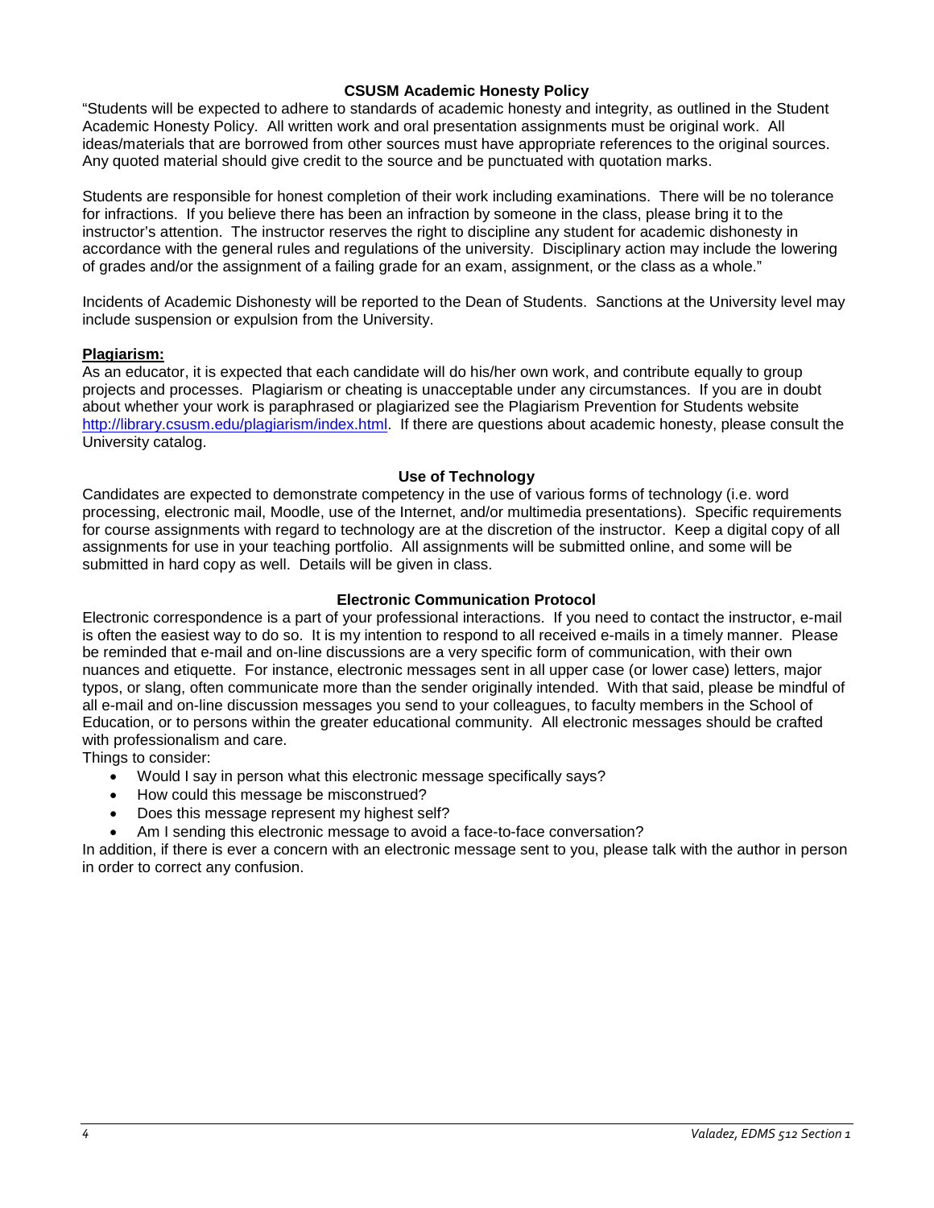## CSUSM Academic Honesty Policy

"Students will be expected to adhere to standards of academic honesty and integrity, as outlined in the Student Academic Honesty Policy. All written work and oral presentation assignments must be original work. All ideas/materials that are borrowed from other sources must have appropriate references to the original sources. Any quoted material should give credit to the source and be punctuated with quotation marks.

Students are responsible for honest completion of their work including examinations. There will be no tolerance for infractions. If you believe there has been an infraction by someone in the class, please bring it to the instructor's attention. The instructor reserves the right to discipline any student for academic dishonesty in accordance with the general rules and regulations of the university. Disciplinary action may include the lowering of grades and/or the assignment of a failing grade for an exam, assignment, or the class as a whole."

Incidents of Academic Dishonesty will be reported to the Dean of Students. Sanctions at the University level may include suspension or expulsion from the University.

**Plagiarism:**

As an educator, it is expected that each candidate will do his/her own work, and contribute equally to group projects and processes. Plagiarism or cheating is unacceptable under any circumstances. If you are in doubt about whether your work is paraphrased or plagiarized see the Plagiarism Prevention for Students website http://library.csusm.edu/plagiarism/index.html. If there are questions about academic honesty, please consult the University catalog.

## Use of Technology

Candidates are expected to demonstrate competency in the use of various forms of technology (i.e. word processing, electronic mail, Moodle, use of the Internet, and/or multimedia presentations). Specific requirements for course assignments with regard to technology are at the discretion of the instructor. Keep a digital copy of all assignments for use in your teaching portfolio. All assignments will be submitted online, and some will be submitted in hard copy as well. Details will be given in class.

## Electronic Communication Protocol

Electronic correspondence is a part of your professional interactions. If you need to contact the instructor, e-mail is often the easiest way to do so. It is my intention to respond to all received e-mails in a timely manner. Please be reminded that e-mail and on-line discussions are a very specific form of communication, with their own nuances and etiquette. For instance, electronic messages sent in all upper case (or lower case) letters, major typos, or slang, often communicate more than the sender originally intended. With that said, please be mindful of all e-mail and on-line discussion messages you send to your colleagues, to faculty members in the School of Education, or to persons within the greater educational community. All electronic messages should be crafted with professionalism and care.

Things to consider:

- Would I say in person what this electronic message specifically says?
- How could this message be misconstrued?
- Does this message represent my highest self?
- Am I sending this electronic message to avoid a face-to-face conversation?

In addition, if there is ever a concern with an electronic message sent to you, please talk with the author in person in order to correct any confusion.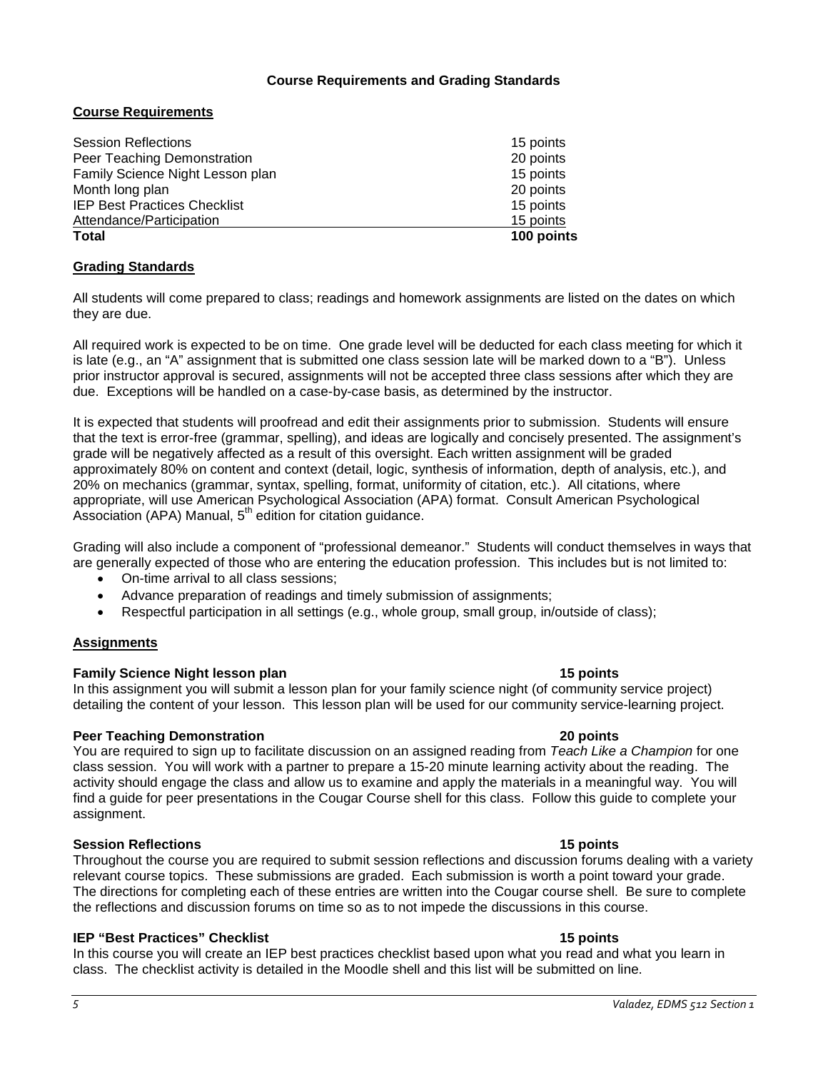**Course Requirements and Grading Standards**

## Course Requirements

| Requirement | Points |
| --- | --- |
| Session Reflections | 15 points |
| Peer Teaching Demonstration | 20 points |
| Family Science Night Lesson plan | 15 points |
| Month long plan | 20 points |
| IEP Best Practices Checklist | 15 points |
| Attendance/Participation | 15 points |
| **Total** | **100 points** |

## Grading Standards

All students will come prepared to class; readings and homework assignments are listed on the dates on which they are due.

All required work is expected to be on time. One grade level will be deducted for each class meeting for which it is late (e.g., an "A" assignment that is submitted one class session late will be marked down to a "B"). Unless prior instructor approval is secured, assignments will not be accepted three class sessions after which they are due. Exceptions will be handled on a case-by-case basis, as determined by the instructor.

It is expected that students will proofread and edit their assignments prior to submission. Students will ensure that the text is error-free (grammar, spelling), and ideas are logically and concisely presented. The assignment's grade will be negatively affected as a result of this oversight. Each written assignment will be graded approximately 80% on content and context (detail, logic, synthesis of information, depth of analysis, etc.), and 20% on mechanics (grammar, syntax, spelling, format, uniformity of citation, etc.). All citations, where appropriate, will use American Psychological Association (APA) format. Consult American Psychological Association (APA) Manual, 5th edition for citation guidance.

Grading will also include a component of "professional demeanor." Students will conduct themselves in ways that are generally expected of those who are entering the education profession. This includes but is not limited to:

- On-time arrival to all class sessions;
- Advance preparation of readings and timely submission of assignments;
- Respectful participation in all settings (e.g., whole group, small group, in/outside of class);

## Assignments

**Family Science Night lesson plan** — **15 points**

In this assignment you will submit a lesson plan for your family science night (of community service project) detailing the content of your lesson. This lesson plan will be used for our community service-learning project.

**Peer Teaching Demonstration** — **20 points**

You are required to sign up to facilitate discussion on an assigned reading from *Teach Like a Champion* for one class session. You will work with a partner to prepare a 15-20 minute learning activity about the reading. The activity should engage the class and allow us to examine and apply the materials in a meaningful way. You will find a guide for peer presentations in the Cougar Course shell for this class. Follow this guide to complete your assignment.

**Session Reflections** — **15 points**

Throughout the course you are required to submit session reflections and discussion forums dealing with a variety relevant course topics. These submissions are graded. Each submission is worth a point toward your grade. The directions for completing each of these entries are written into the Cougar course shell. Be sure to complete the reflections and discussion forums on time so as to not impede the discussions in this course.

**IEP "Best Practices" Checklist** — **15 points**

In this course you will create an IEP best practices checklist based upon what you read and what you learn in class. The checklist activity is detailed in the Moodle shell and this list will be submitted on line.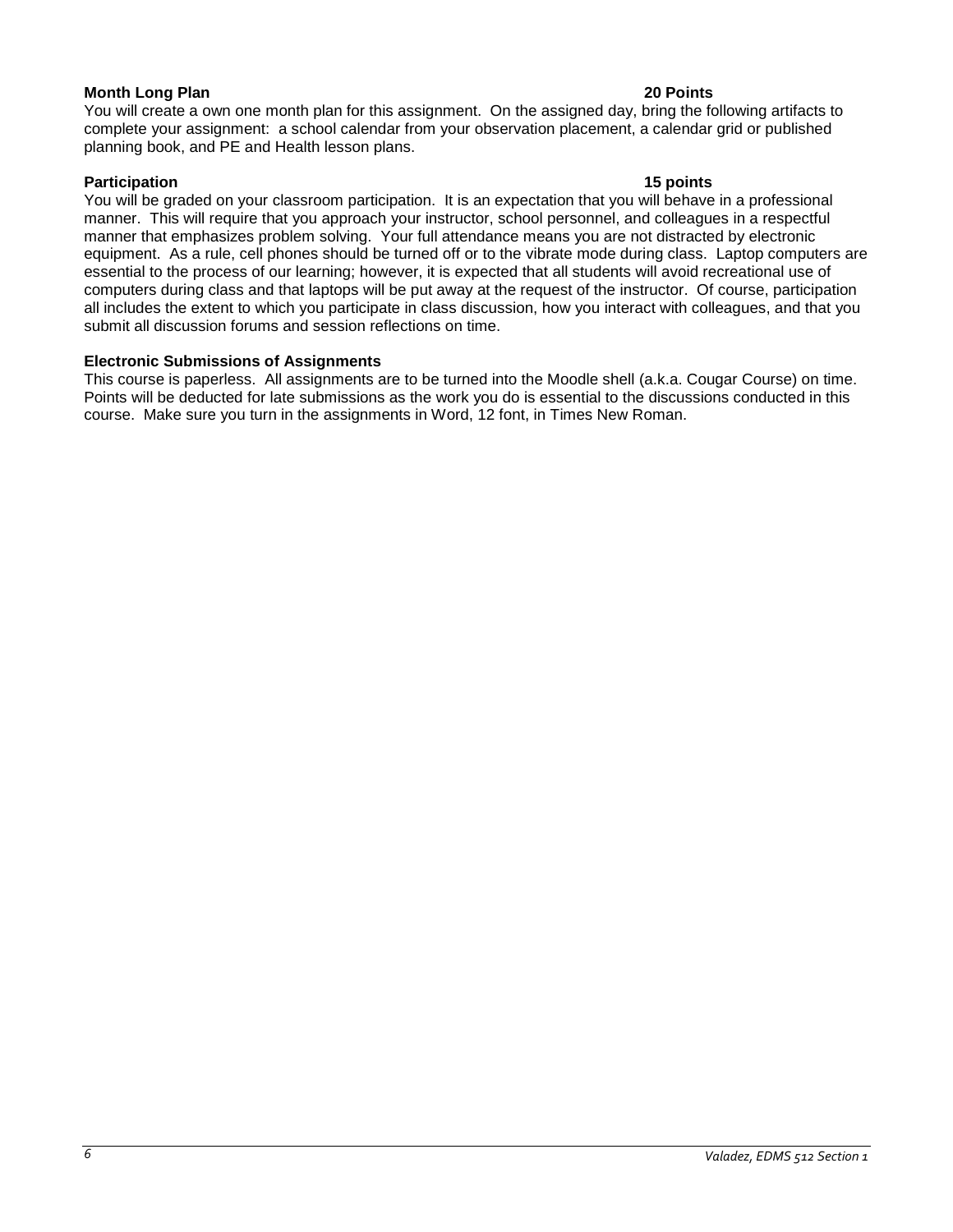**Month Long Plan 20 Points**

You will create a own one month plan for this assignment. On the assigned day, bring the following artifacts to complete your assignment: a school calendar from your observation placement, a calendar grid or published planning book, and PE and Health lesson plans.

**Participation 15 points**

You will be graded on your classroom participation. It is an expectation that you will behave in a professional manner. This will require that you approach your instructor, school personnel, and colleagues in a respectful manner that emphasizes problem solving. Your full attendance means you are not distracted by electronic equipment. As a rule, cell phones should be turned off or to the vibrate mode during class. Laptop computers are essential to the process of our learning; however, it is expected that all students will avoid recreational use of computers during class and that laptops will be put away at the request of the instructor. Of course, participation all includes the extent to which you participate in class discussion, how you interact with colleagues, and that you submit all discussion forums and session reflections on time.

**Electronic Submissions of Assignments**

This course is paperless. All assignments are to be turned into the Moodle shell (a.k.a. Cougar Course) on time. Points will be deducted for late submissions as the work you do is essential to the discussions conducted in this course. Make sure you turn in the assignments in Word, 12 font, in Times New Roman.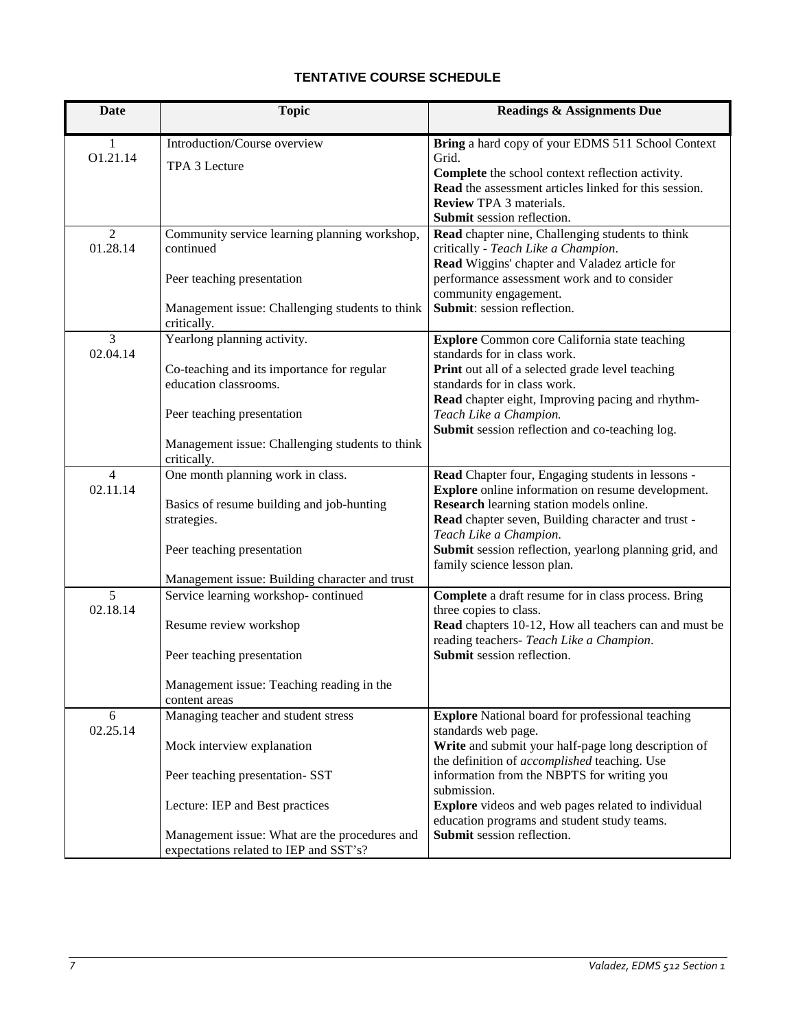## TENTATIVE COURSE SCHEDULE

| Date | Topic | Readings & Assignments Due |
|---|---|---|
| 1<br>O1.21.14 | Introduction/Course overview<br><br>TPA 3 Lecture | **Bring** a hard copy of your EDMS 511 School Context Grid.<br>**Complete** the school context reflection activity.<br>**Read** the assessment articles linked for this session.<br>**Review** TPA 3 materials.<br>**Submit** session reflection. |
| 2<br>01.28.14 | Community service learning planning workshop, continued<br><br>Peer teaching presentation<br><br>Management issue: Challenging students to think critically. | **Read** chapter nine, Challenging students to think critically - *Teach Like a Champion*.<br>**Read** Wiggins' chapter and Valadez article for performance assessment work and to consider community engagement.<br>**Submit**: session reflection. |
| 3<br>02.04.14 | Yearlong planning activity.<br><br>Co-teaching and its importance for regular education classrooms.<br><br>Peer teaching presentation<br><br>Management issue: Challenging students to think critically. | **Explore** Common core California state teaching standards for in class work.<br>**Print** out all of a selected grade level teaching standards for in class work.<br>**Read** chapter eight, Improving pacing and rhythm- *Teach Like a Champion.*<br>**Submit** session reflection and co-teaching log. |
| 4<br>02.11.14 | One month planning work in class.<br><br>Basics of resume building and job-hunting strategies.<br><br>Peer teaching presentation<br><br>Management issue: Building character and trust | **Read** Chapter four, Engaging students in lessons -<br>**Explore** online information on resume development.<br>**Research** learning station models online.<br>**Read** chapter seven, Building character and trust - *Teach Like a Champion*.<br>**Submit** session reflection, yearlong planning grid, and family science lesson plan. |
| 5<br>02.18.14 | Service learning workshop- continued<br><br>Resume review workshop<br><br>Peer teaching presentation<br><br>Management issue: Teaching reading in the content areas | **Complete** a draft resume for in class process. Bring three copies to class.<br>**Read** chapters 10-12, How all teachers can and must be reading teachers- *Teach Like a Champion*.<br>**Submit** session reflection. |
| 6<br>02.25.14 | Managing teacher and student stress<br><br>Mock interview explanation<br><br>Peer teaching presentation- SST<br><br>Lecture: IEP and Best practices<br><br>Management issue: What are the procedures and expectations related to IEP and SST's? | **Explore** National board for professional teaching standards web page.<br>**Write** and submit your half-page long description of the definition of *accomplished* teaching. Use information from the NBPTS for writing you submission.<br>**Explore** videos and web pages related to individual education programs and student study teams.<br>**Submit** session reflection. |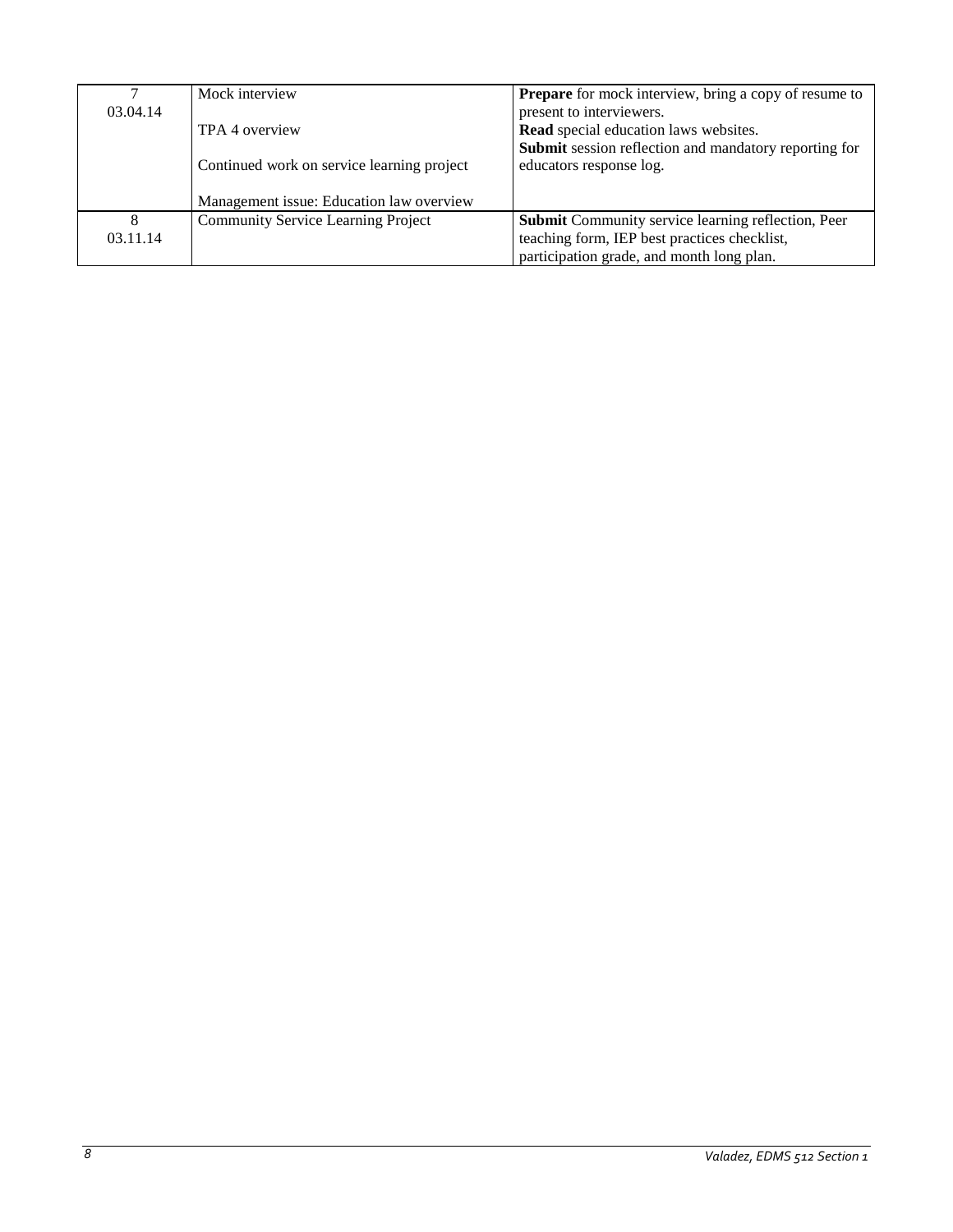| | | |
|---|---|---|
| 7<br>03.04.14 | Mock interview<br><br>TPA 4 overview<br><br>Continued work on service learning project<br><br>Management issue: Education law overview | **Prepare** for mock interview, bring a copy of resume to present to interviewers.<br>**Read** special education laws websites.<br>**Submit** session reflection and mandatory reporting for educators response log. |
| 8<br>03.11.14 | Community Service Learning Project | **Submit** Community service learning reflection, Peer teaching form, IEP best practices checklist, participation grade, and month long plan. |